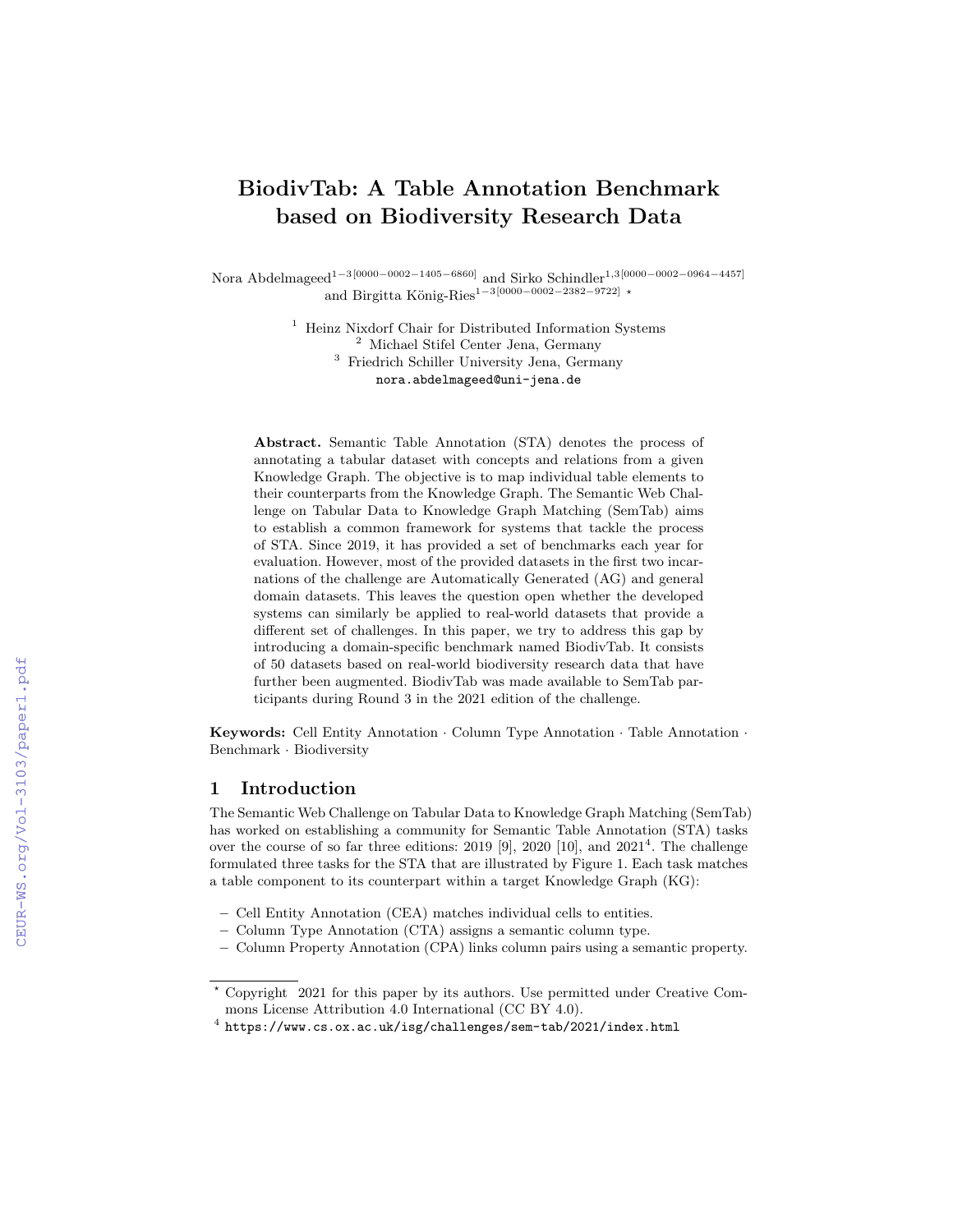# BiodivTab: A Table Annotation Benchmark based on Biodiversity Research Data

Nora Abdelmageed[1−3[0000−0002−1405−6860]] and Sirko Schindler[1,3[0000−0002−0964−4457]] and Birgitta König-Ries[1−3[0000−0002−2382−9722]] [⋆]

[1] Heinz Nixdorf Chair for Distributed Information Systems
[2] Michael Stifel Center Jena, Germany
[3] Friedrich Schiller University Jena, Germany
nora.abdelmageed@uni-jena.de

**Abstract.** Semantic Table Annotation (STA) denotes the process of annotating a tabular dataset with concepts and relations from a given Knowledge Graph. The objective is to map individual table elements to their counterparts from the Knowledge Graph. The Semantic Web Challenge on Tabular Data to Knowledge Graph Matching (SemTab) aims to establish a common framework for systems that tackle the process of STA. Since 2019, it has provided a set of benchmarks each year for evaluation. However, most of the provided datasets in the first two incarnations of the challenge are Automatically Generated (AG) and general domain datasets. This leaves the question open whether the developed systems can similarly be applied to real-world datasets that provide a different set of challenges. In this paper, we try to address this gap by introducing a domain-specific benchmark named BiodivTab. It consists of 50 datasets based on real-world biodiversity research data that have further been augmented. BiodivTab was made available to SemTab participants during Round 3 in the 2021 edition of the challenge.

**Keywords:** Cell Entity Annotation · Column Type Annotation · Table Annotation · Benchmark · Biodiversity

## 1 Introduction

The Semantic Web Challenge on Tabular Data to Knowledge Graph Matching (SemTab) has worked on establishing a community for Semantic Table Annotation (STA) tasks over the course of so far three editions: 2019 [9], 2020 [10], and 2021[4]. The challenge formulated three tasks for the STA that are illustrated by Figure 1. Each task matches a table component to its counterpart within a target Knowledge Graph (KG):

- Cell Entity Annotation (CEA) matches individual cells to entities.
- Column Type Annotation (CTA) assigns a semantic column type.
- Column Property Annotation (CPA) links column pairs using a semantic property.

[⋆] Copyright 2021 for this paper by its authors. Use permitted under Creative Commons License Attribution 4.0 International (CC BY 4.0).

[4] https://www.cs.ox.ac.uk/isg/challenges/sem-tab/2021/index.html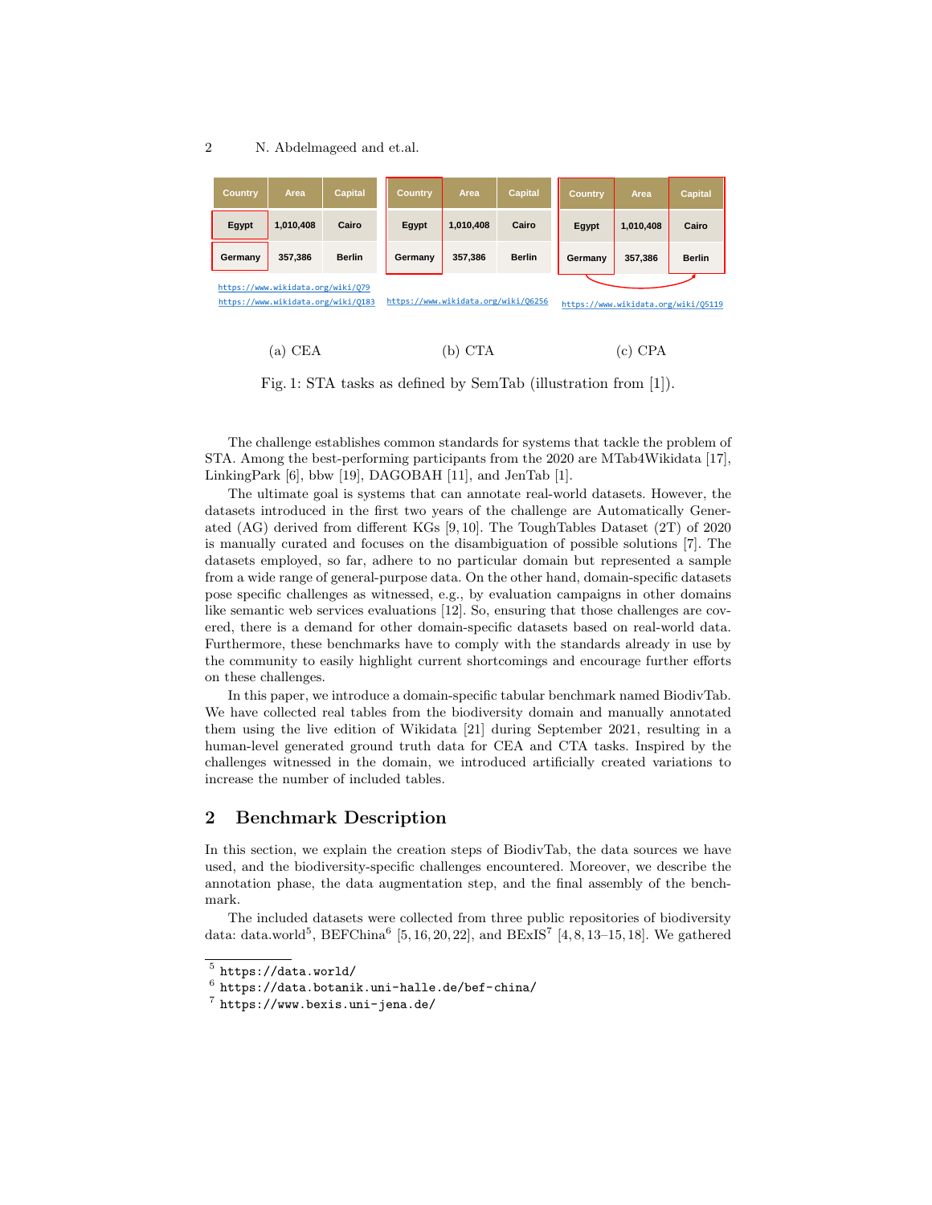| Country | Area | Capital |
|---|---|---|
| Egypt | 1,010,408 | Cairo |
| Germany | 357,386 | Berlin |

https://www.wikidata.org/wiki/Q79
https://www.wikidata.org/wiki/Q183

(a) CEA

| Country | Area | Capital |
|---|---|---|
| Egypt | 1,010,408 | Cairo |
| Germany | 357,386 | Berlin |

https://www.wikidata.org/wiki/Q6256

(b) CTA

| Country | Area | Capital |
|---|---|---|
| Egypt | 1,010,408 | Cairo |
| Germany | 357,386 | Berlin |

https://www.wikidata.org/wiki/Q5119

(c) CPA

Fig. 1: STA tasks as defined by SemTab (illustration from [1]).

The challenge establishes common standards for systems that tackle the problem of STA. Among the best-performing participants from the 2020 are MTab4Wikidata [17], LinkingPark [6], bbw [19], DAGOBAH [11], and JenTab [1].

The ultimate goal is systems that can annotate real-world datasets. However, the datasets introduced in the first two years of the challenge are Automatically Generated (AG) derived from different KGs [9, 10]. The ToughTables Dataset (2T) of 2020 is manually curated and focuses on the disambiguation of possible solutions [7]. The datasets employed, so far, adhere to no particular domain but represented a sample from a wide range of general-purpose data. On the other hand, domain-specific datasets pose specific challenges as witnessed, e.g., by evaluation campaigns in other domains like semantic web services evaluations [12]. So, ensuring that those challenges are covered, there is a demand for other domain-specific datasets based on real-world data. Furthermore, these benchmarks have to comply with the standards already in use by the community to easily highlight current shortcomings and encourage further efforts on these challenges.

In this paper, we introduce a domain-specific tabular benchmark named BiodivTab. We have collected real tables from the biodiversity domain and manually annotated them using the live edition of Wikidata [21] during September 2021, resulting in a human-level generated ground truth data for CEA and CTA tasks. Inspired by the challenges witnessed in the domain, we introduced artificially created variations to increase the number of included tables.

## 2 Benchmark Description

In this section, we explain the creation steps of BiodivTab, the data sources we have used, and the biodiversity-specific challenges encountered. Moreover, we describe the annotation phase, the data augmentation step, and the final assembly of the benchmark.

The included datasets were collected from three public repositories of biodiversity data: data.world[5], BEFChina[6] [5, 16, 20, 22], and BExIS[7] [4, 8, 13–15, 18]. We gathered

[5] https://data.world/

[6] https://data.botanik.uni-halle.de/bef-china/

[7] https://www.bexis.uni-jena.de/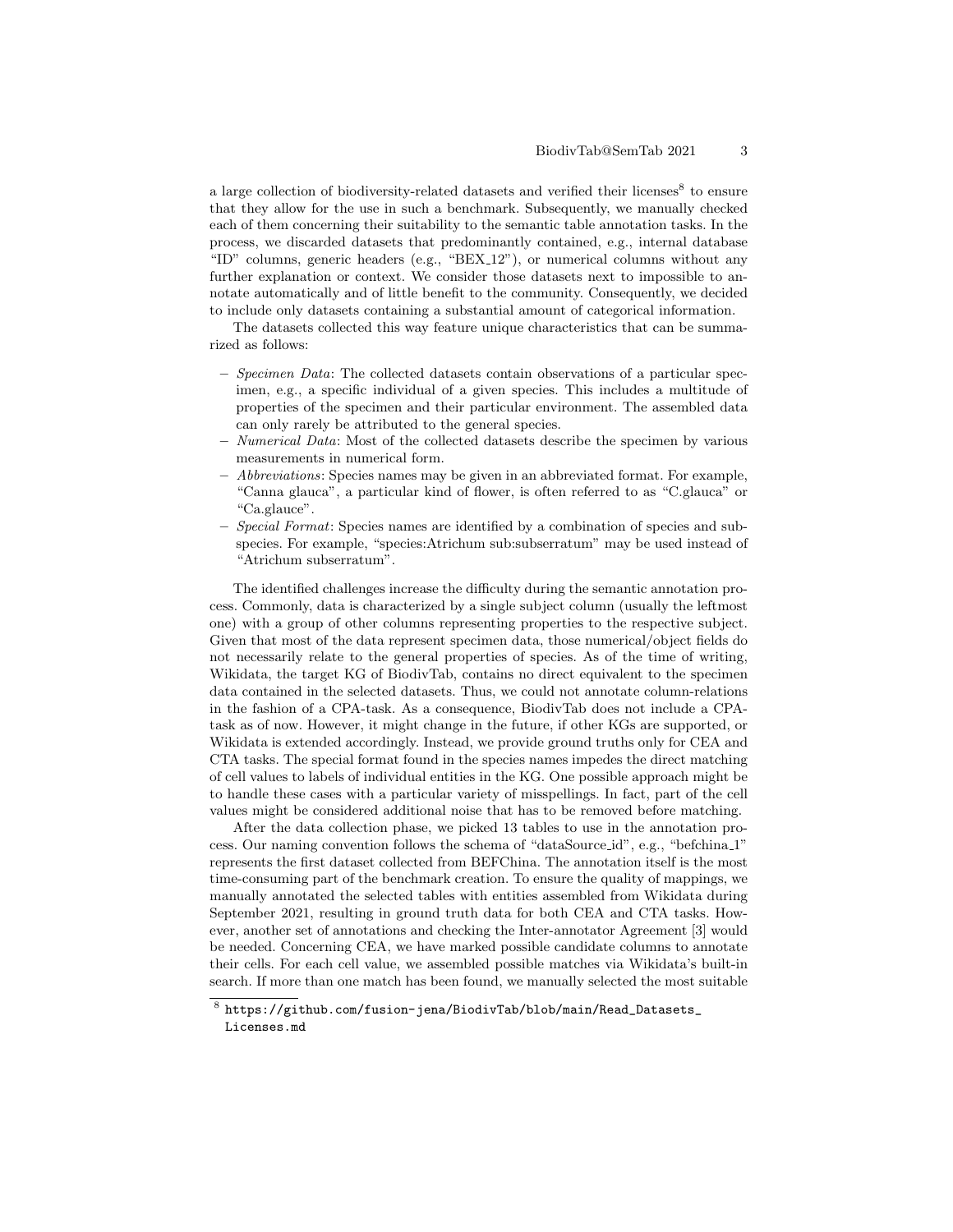a large collection of biodiversity-related datasets and verified their licenses[8] to ensure that they allow for the use in such a benchmark. Subsequently, we manually checked each of them concerning their suitability to the semantic table annotation tasks. In the process, we discarded datasets that predominantly contained, e.g., internal database "ID" columns, generic headers (e.g., "BEX_12"), or numerical columns without any further explanation or context. We consider those datasets next to impossible to annotate automatically and of little benefit to the community. Consequently, we decided to include only datasets containing a substantial amount of categorical information.

The datasets collected this way feature unique characteristics that can be summarized as follows:

- *Specimen Data*: The collected datasets contain observations of a particular specimen, e.g., a specific individual of a given species. This includes a multitude of properties of the specimen and their particular environment. The assembled data can only rarely be attributed to the general species.
- *Numerical Data*: Most of the collected datasets describe the specimen by various measurements in numerical form.
- *Abbreviations*: Species names may be given in an abbreviated format. For example, "Canna glauca", a particular kind of flower, is often referred to as "C.glauca" or "Ca.glauce".
- *Special Format*: Species names are identified by a combination of species and subspecies. For example, "species:Atrichum sub:subserratum" may be used instead of "Atrichum subserratum".

The identified challenges increase the difficulty during the semantic annotation process. Commonly, data is characterized by a single subject column (usually the leftmost one) with a group of other columns representing properties to the respective subject. Given that most of the data represent specimen data, those numerical/object fields do not necessarily relate to the general properties of species. As of the time of writing, Wikidata, the target KG of BiodivTab, contains no direct equivalent to the specimen data contained in the selected datasets. Thus, we could not annotate column-relations in the fashion of a CPA-task. As a consequence, BiodivTab does not include a CPA-task as of now. However, it might change in the future, if other KGs are supported, or Wikidata is extended accordingly. Instead, we provide ground truths only for CEA and CTA tasks. The special format found in the species names impedes the direct matching of cell values to labels of individual entities in the KG. One possible approach might be to handle these cases with a particular variety of misspellings. In fact, part of the cell values might be considered additional noise that has to be removed before matching.

After the data collection phase, we picked 13 tables to use in the annotation process. Our naming convention follows the schema of "dataSource_id", e.g., "befchina_1" represents the first dataset collected from BEFChina. The annotation itself is the most time-consuming part of the benchmark creation. To ensure the quality of mappings, we manually annotated the selected tables with entities assembled from Wikidata during September 2021, resulting in ground truth data for both CEA and CTA tasks. However, another set of annotations and checking the Inter-annotator Agreement [3] would be needed. Concerning CEA, we have marked possible candidate columns to annotate their cells. For each cell value, we assembled possible matches via Wikidata's built-in search. If more than one match has been found, we manually selected the most suitable

[8] https://github.com/fusion-jena/BiodivTab/blob/main/Read_Datasets_Licenses.md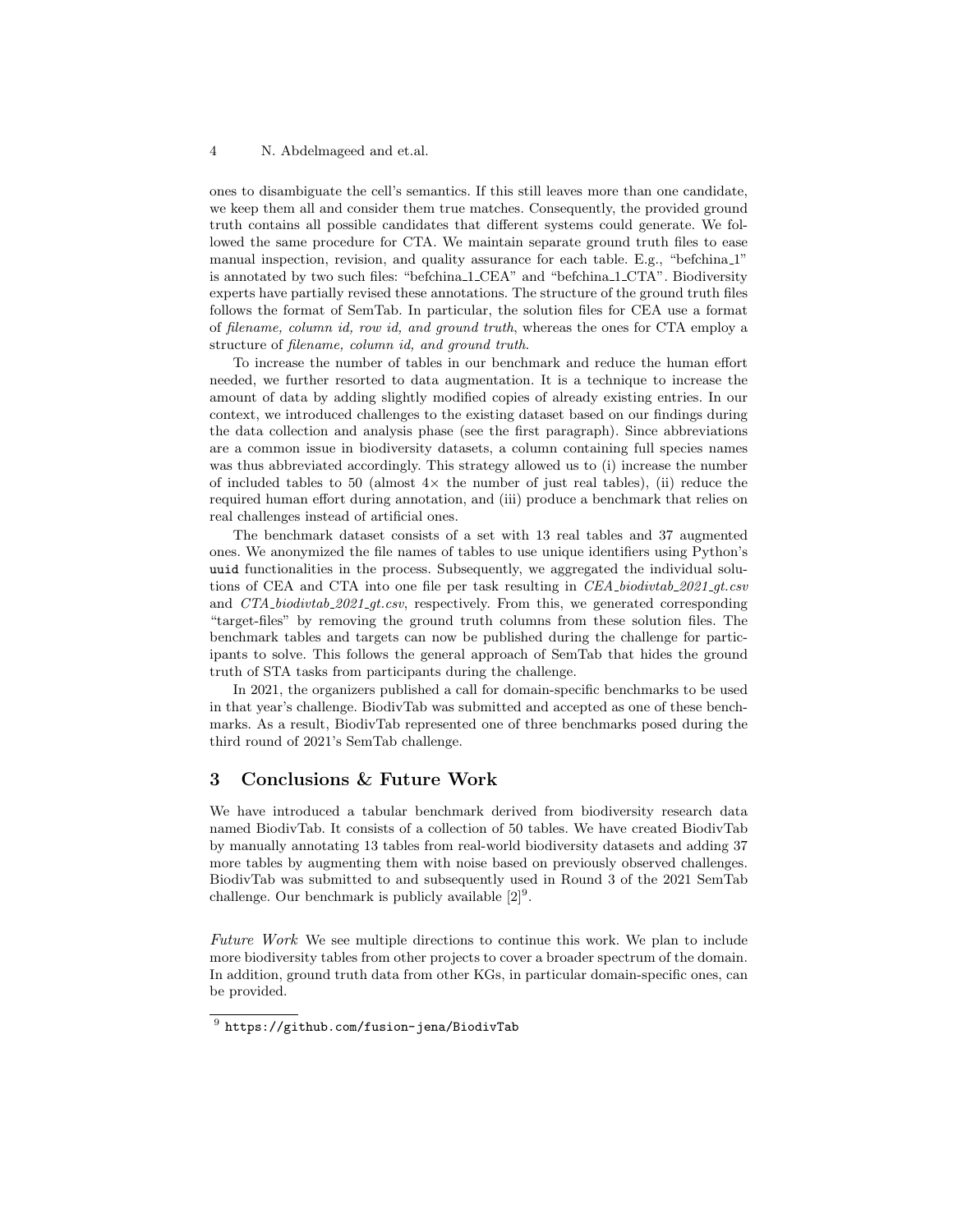ones to disambiguate the cell's semantics. If this still leaves more than one candidate, we keep them all and consider them true matches. Consequently, the provided ground truth contains all possible candidates that different systems could generate. We followed the same procedure for CTA. We maintain separate ground truth files to ease manual inspection, revision, and quality assurance for each table. E.g., "befchina_1" is annotated by two such files: "befchina_1_CEA" and "befchina_1_CTA". Biodiversity experts have partially revised these annotations. The structure of the ground truth files follows the format of SemTab. In particular, the solution files for CEA use a format of *filename, column id, row id, and ground truth*, whereas the ones for CTA employ a structure of *filename, column id, and ground truth*.

To increase the number of tables in our benchmark and reduce the human effort needed, we further resorted to data augmentation. It is a technique to increase the amount of data by adding slightly modified copies of already existing entries. In our context, we introduced challenges to the existing dataset based on our findings during the data collection and analysis phase (see the first paragraph). Since abbreviations are a common issue in biodiversity datasets, a column containing full species names was thus abbreviated accordingly. This strategy allowed us to (i) increase the number of included tables to 50 (almost $4\times$ the number of just real tables), (ii) reduce the required human effort during annotation, and (iii) produce a benchmark that relies on real challenges instead of artificial ones.

The benchmark dataset consists of a set with 13 real tables and 37 augmented ones. We anonymized the file names of tables to use unique identifiers using Python's `uuid` functionalities in the process. Subsequently, we aggregated the individual solutions of CEA and CTA into one file per task resulting in *CEA_biodivtab_2021_gt.csv* and *CTA_biodivtab_2021_gt.csv*, respectively. From this, we generated corresponding "target-files" by removing the ground truth columns from these solution files. The benchmark tables and targets can now be published during the challenge for participants to solve. This follows the general approach of SemTab that hides the ground truth of STA tasks from participants during the challenge.

In 2021, the organizers published a call for domain-specific benchmarks to be used in that year's challenge. BiodivTab was submitted and accepted as one of these benchmarks. As a result, BiodivTab represented one of three benchmarks posed during the third round of 2021's SemTab challenge.

## 3 Conclusions & Future Work

We have introduced a tabular benchmark derived from biodiversity research data named BiodivTab. It consists of a collection of 50 tables. We have created BiodivTab by manually annotating 13 tables from real-world biodiversity datasets and adding 37 more tables by augmenting them with noise based on previously observed challenges. BiodivTab was submitted to and subsequently used in Round 3 of the 2021 SemTab challenge. Our benchmark is publicly available [2][9].

*Future Work* We see multiple directions to continue this work. We plan to include more biodiversity tables from other projects to cover a broader spectrum of the domain. In addition, ground truth data from other KGs, in particular domain-specific ones, can be provided.

[9] https://github.com/fusion-jena/BiodivTab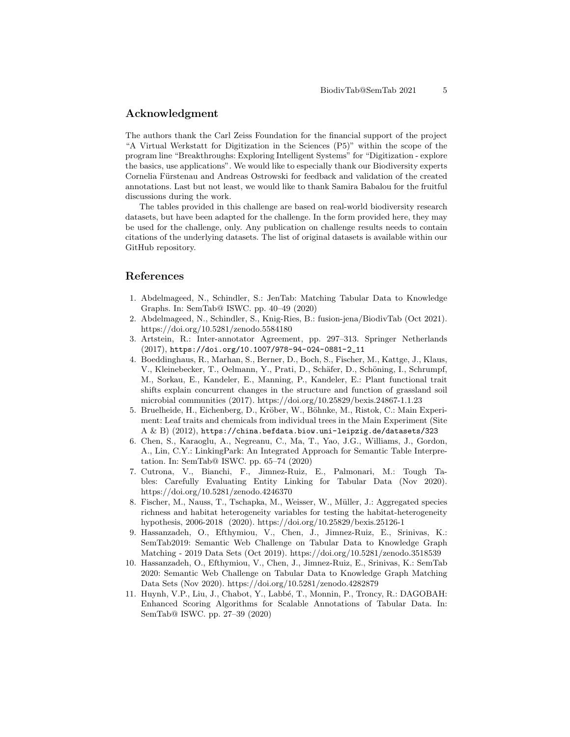## Acknowledgment

The authors thank the Carl Zeiss Foundation for the financial support of the project "A Virtual Werkstatt for Digitization in the Sciences (P5)" within the scope of the program line "Breakthroughs: Exploring Intelligent Systems" for "Digitization - explore the basics, use applications". We would like to especially thank our Biodiversity experts Cornelia Fürstenau and Andreas Ostrowski for feedback and validation of the created annotations. Last but not least, we would like to thank Samira Babalou for the fruitful discussions during the work.

The tables provided in this challenge are based on real-world biodiversity research datasets, but have been adapted for the challenge. In the form provided here, they may be used for the challenge, only. Any publication on challenge results needs to contain citations of the underlying datasets. The list of original datasets is available within our GitHub repository.

## References

1. Abdelmageed, N., Schindler, S.: JenTab: Matching Tabular Data to Knowledge Graphs. In: SemTab@ ISWC. pp. 40–49 (2020)
2. Abdelmageed, N., Schindler, S., Knig-Ries, B.: fusion-jena/BiodivTab (Oct 2021). https://doi.org/10.5281/zenodo.5584180
3. Artstein, R.: Inter-annotator Agreement, pp. 297–313. Springer Netherlands (2017), https://doi.org/10.1007/978-94-024-0881-2_11
4. Boeddinghaus, R., Marhan, S., Berner, D., Boch, S., Fischer, M., Kattge, J., Klaus, V., Kleinebecker, T., Oelmann, Y., Prati, D., Schäfer, D., Schöning, I., Schrumpf, M., Sorkau, E., Kandeler, E., Manning, P., Kandeler, E.: Plant functional trait shifts explain concurrent changes in the structure and function of grassland soil microbial communities (2017). https://doi.org/10.25829/bexis.24867-1.1.23
5. Bruelheide, H., Eichenberg, D., Kröber, W., Böhnke, M., Ristok, C.: Main Experiment: Leaf traits and chemicals from individual trees in the Main Experiment (Site A & B) (2012), https://china.befdata.biow.uni-leipzig.de/datasets/323
6. Chen, S., Karaoglu, A., Negreanu, C., Ma, T., Yao, J.G., Williams, J., Gordon, A., Lin, C.Y.: LinkingPark: An Integrated Approach for Semantic Table Interpretation. In: SemTab@ ISWC. pp. 65–74 (2020)
7. Cutrona, V., Bianchi, F., Jimnez-Ruiz, E., Palmonari, M.: Tough Tables: Carefully Evaluating Entity Linking for Tabular Data (Nov 2020). https://doi.org/10.5281/zenodo.4246370
8. Fischer, M., Nauss, T., Tschapka, M., Weisser, W., Müller, J.: Aggregated species richness and habitat heterogeneity variables for testing the habitat-heterogeneity hypothesis, 2006-2018 (2020). https://doi.org/10.25829/bexis.25126-1
9. Hassanzadeh, O., Efthymiou, V., Chen, J., Jimnez-Ruiz, E., Srinivas, K.: SemTab2019: Semantic Web Challenge on Tabular Data to Knowledge Graph Matching - 2019 Data Sets (Oct 2019). https://doi.org/10.5281/zenodo.3518539
10. Hassanzadeh, O., Efthymiou, V., Chen, J., Jimnez-Ruiz, E., Srinivas, K.: SemTab 2020: Semantic Web Challenge on Tabular Data to Knowledge Graph Matching Data Sets (Nov 2020). https://doi.org/10.5281/zenodo.4282879
11. Huynh, V.P., Liu, J., Chabot, Y., Labbé, T., Monnin, P., Troncy, R.: DAGOBAH: Enhanced Scoring Algorithms for Scalable Annotations of Tabular Data. In: SemTab@ ISWC. pp. 27–39 (2020)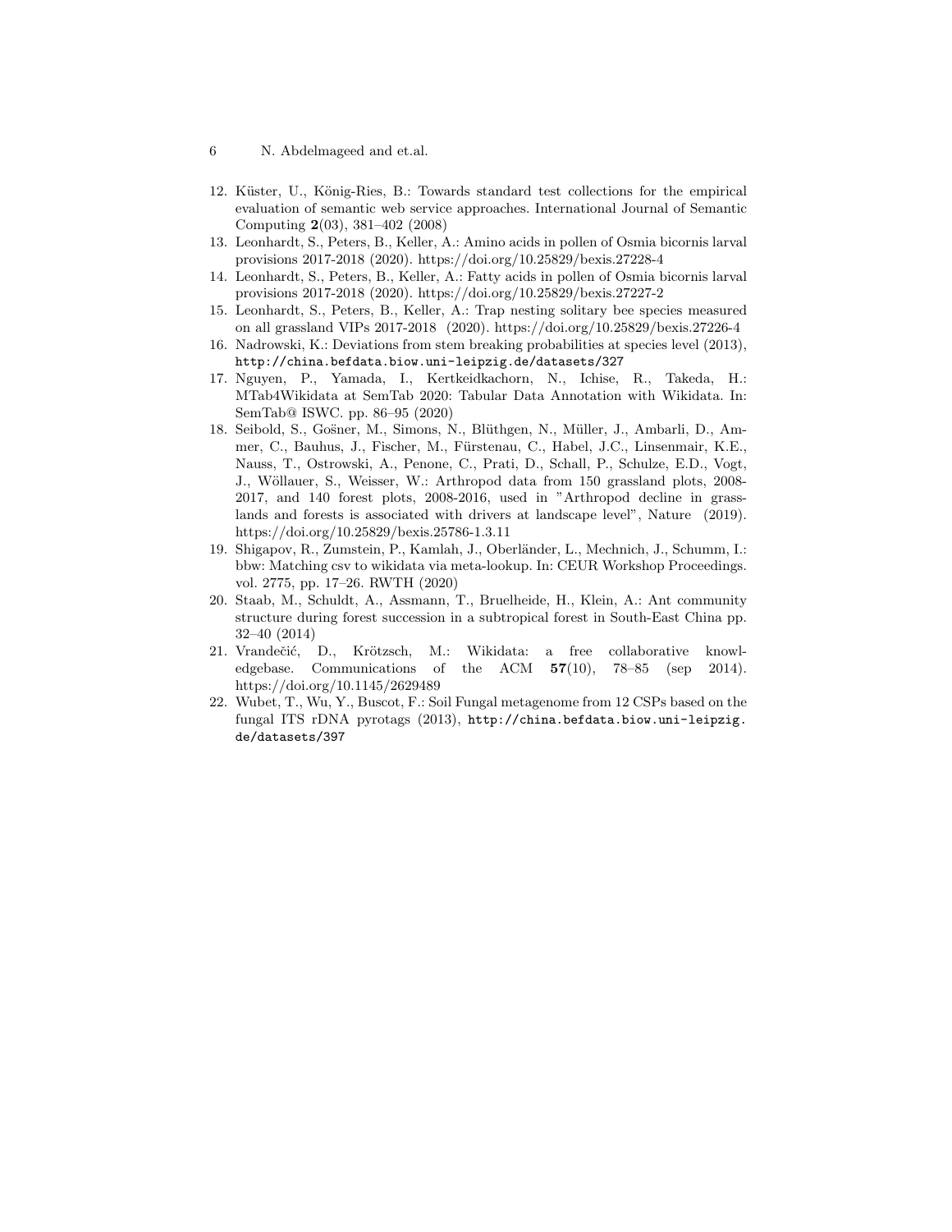12. Küster, U., König-Ries, B.: Towards standard test collections for the empirical evaluation of semantic web service approaches. International Journal of Semantic Computing **2**(03), 381–402 (2008)
13. Leonhardt, S., Peters, B., Keller, A.: Amino acids in pollen of Osmia bicornis larval provisions 2017-2018 (2020). https://doi.org/10.25829/bexis.27228-4
14. Leonhardt, S., Peters, B., Keller, A.: Fatty acids in pollen of Osmia bicornis larval provisions 2017-2018 (2020). https://doi.org/10.25829/bexis.27227-2
15. Leonhardt, S., Peters, B., Keller, A.: Trap nesting solitary bee species measured on all grassland VIPs 2017-2018 (2020). https://doi.org/10.25829/bexis.27226-4
16. Nadrowski, K.: Deviations from stem breaking probabilities at species level (2013), `http://china.befdata.biow.uni-leipzig.de/datasets/327`
17. Nguyen, P., Yamada, I., Kertkeidkachorn, N., Ichise, R., Takeda, H.: MTab4Wikidata at SemTab 2020: Tabular Data Annotation with Wikidata. In: SemTab@ ISWC. pp. 86–95 (2020)
18. Seibold, S., Gošner, M., Simons, N., Blüthgen, N., Müller, J., Ambarli, D., Ammer, C., Bauhus, J., Fischer, M., Fürstenau, C., Habel, J.C., Linsenmair, K.E., Nauss, T., Ostrowski, A., Penone, C., Prati, D., Schall, P., Schulze, E.D., Vogt, J., Wöllauer, S., Weisser, W.: Arthropod data from 150 grassland plots, 2008-2017, and 140 forest plots, 2008-2016, used in "Arthropod decline in grasslands and forests is associated with drivers at landscape level", Nature (2019). https://doi.org/10.25829/bexis.25786-1.3.11
19. Shigapov, R., Zumstein, P., Kamlah, J., Oberländer, L., Mechnich, J., Schumm, I.: bbw: Matching csv to wikidata via meta-lookup. In: CEUR Workshop Proceedings. vol. 2775, pp. 17–26. RWTH (2020)
20. Staab, M., Schuldt, A., Assmann, T., Bruelheide, H., Klein, A.: Ant community structure during forest succession in a subtropical forest in South-East China pp. 32–40 (2014)
21. Vrandečić, D., Krötzsch, M.: Wikidata: a free collaborative knowledgebase. Communications of the ACM **57**(10), 78–85 (sep 2014). https://doi.org/10.1145/2629489
22. Wubet, T., Wu, Y., Buscot, F.: Soil Fungal metagenome from 12 CSPs based on the fungal ITS rDNA pyrotags (2013), `http://china.befdata.biow.uni-leipzig.de/datasets/397`